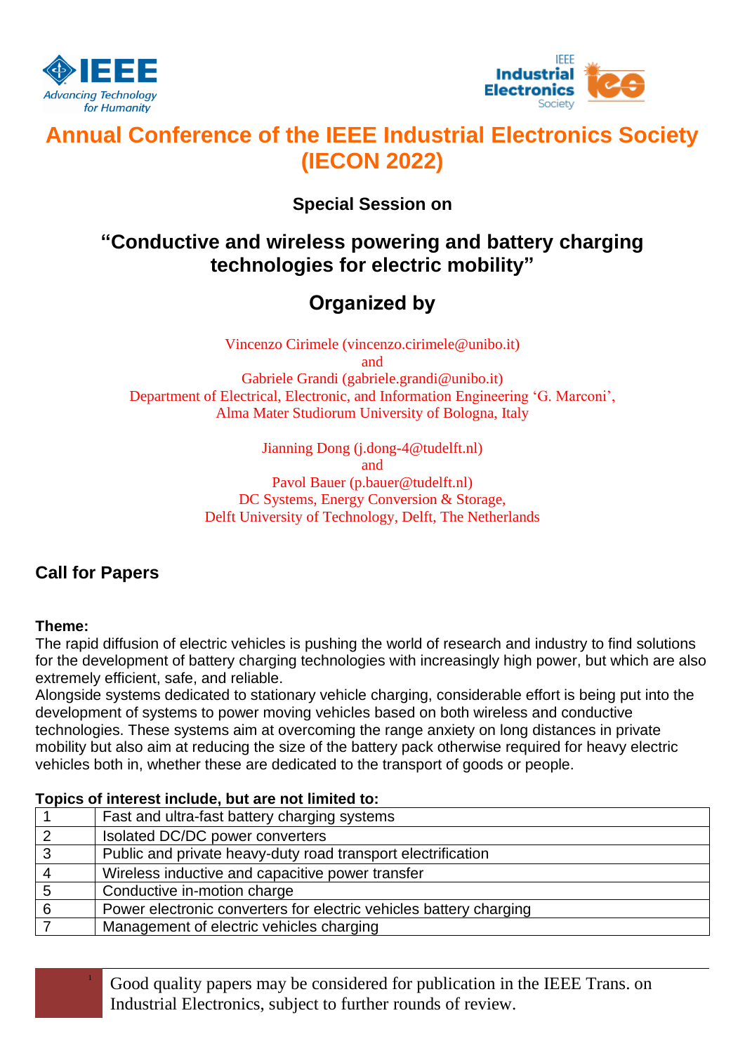# Annual Conference of the IEEE Industrial Electronics Society (IECON 2022)

### Special Session on

## "Conductive and wireless powering and battery charging technologies for electric mobility"

## Organized by

Vincenzo Cirimele (vincenzo.cirimele@unibo.it)
and
Gabriele Grandi (gabriele.grandi@unibo.it)
Department of Electrical, Electronic, and Information Engineering 'G. Marconi',
Alma Mater Studiorum University of Bologna, Italy

Jianning Dong (j.dong-4@tudelft.nl)
and
Pavol Bauer (p.bauer@tudelft.nl)
DC Systems, Energy Conversion & Storage,
Delft University of Technology, Delft, The Netherlands

## Call for Papers

**Theme:**
The rapid diffusion of electric vehicles is pushing the world of research and industry to find solutions for the development of battery charging technologies with increasingly high power, but which are also extremely efficient, safe, and reliable.
Alongside systems dedicated to stationary vehicle charging, considerable effort is being put into the development of systems to power moving vehicles based on both wireless and conductive technologies. These systems aim at overcoming the range anxiety on long distances in private mobility but also aim at reducing the size of the battery pack otherwise required for heavy electric vehicles both in, whether these are dedicated to the transport of goods or people.

**Topics of interest include, but are not limited to:**

| | |
|---|---|
| 1 | Fast and ultra-fast battery charging systems |
| 2 | Isolated DC/DC power converters |
| 3 | Public and private heavy-duty road transport electrification |
| 4 | Wireless inductive and capacitive power transfer |
| 5 | Conductive in-motion charge |
| 6 | Power electronic converters for electric vehicles battery charging |
| 7 | Management of electric vehicles charging |

[1] Good quality papers may be considered for publication in the IEEE Trans. on Industrial Electronics, subject to further rounds of review.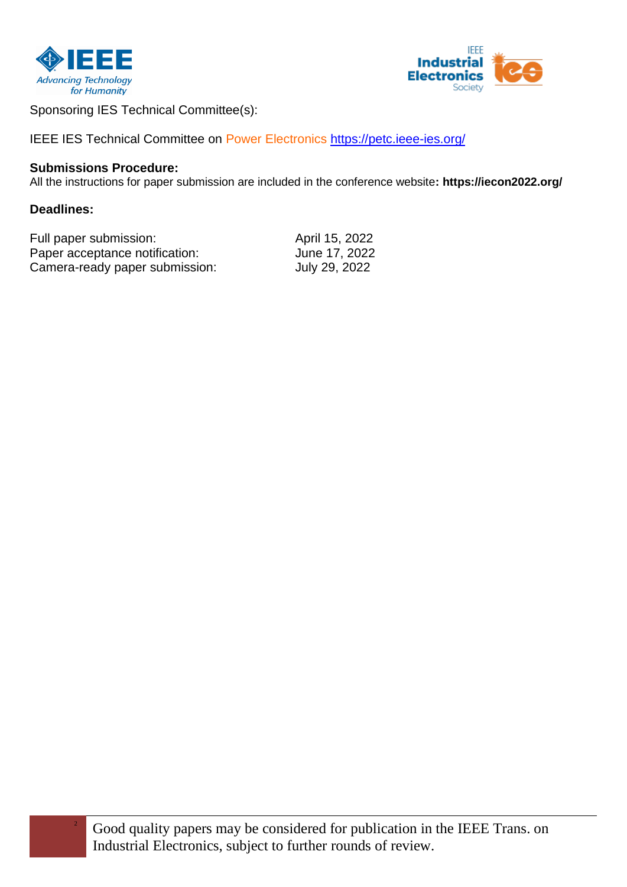Sponsoring IES Technical Committee(s):

IEEE IES Technical Committee on Power Electronics https://petc.ieee-ies.org/

**Submissions Procedure:**
All the instructions for paper submission are included in the conference website**: https://iecon2022.org/**

**Deadlines:**

| | |
|---|---|
| Full paper submission: | April 15, 2022 |
| Paper acceptance notification: | June 17, 2022 |
| Camera-ready paper submission: | July 29, 2022 |

[2] Good quality papers may be considered for publication in the IEEE Trans. on Industrial Electronics, subject to further rounds of review.